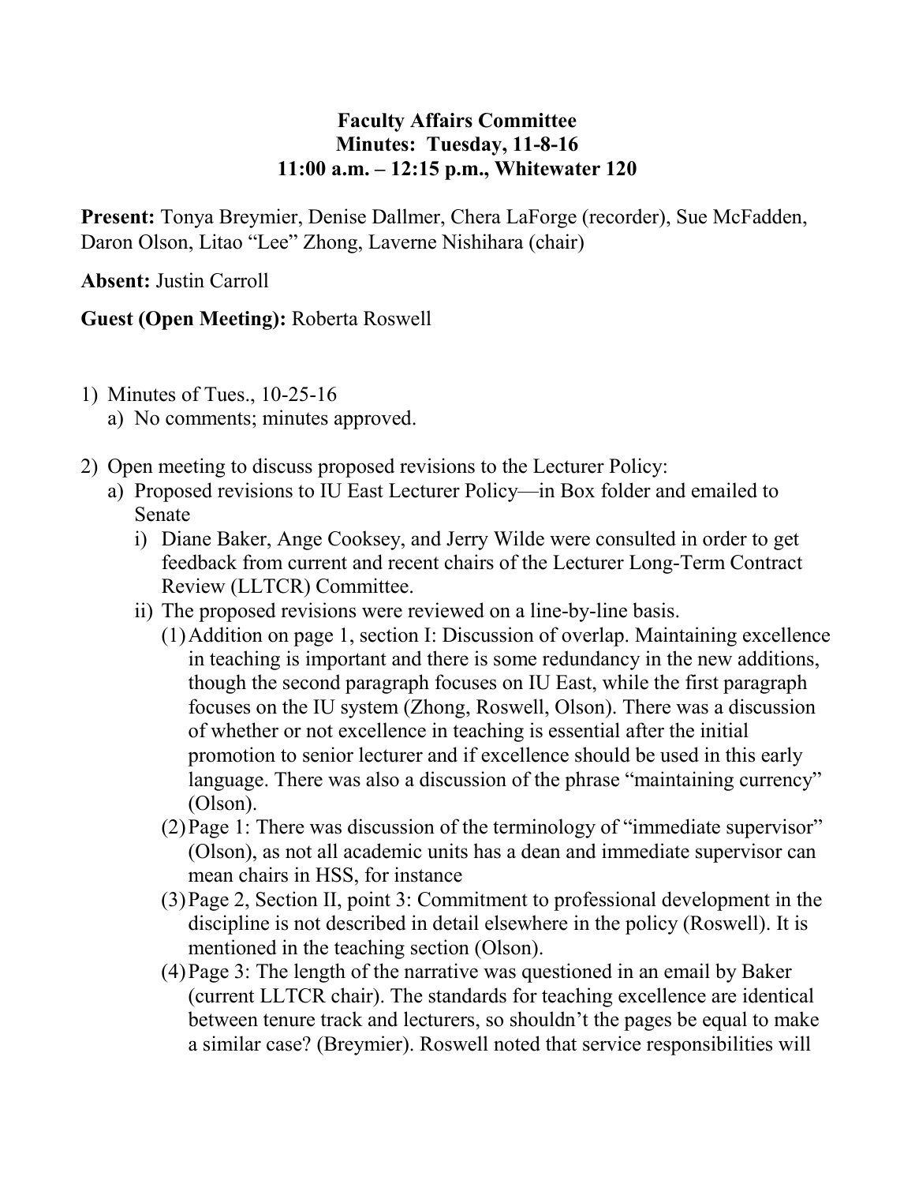**Faculty Affairs Committee**
**Minutes: Tuesday, 11-8-16**
**11:00 a.m. – 12:15 p.m., Whitewater 120**

**Present:** Tonya Breymier, Denise Dallmer, Chera LaForge (recorder), Sue McFadden, Daron Olson, Litao "Lee" Zhong, Laverne Nishihara (chair)

**Absent:** Justin Carroll

**Guest (Open Meeting):** Roberta Roswell

1) Minutes of Tues., 10-25-16
   a) No comments; minutes approved.

2) Open meeting to discuss proposed revisions to the Lecturer Policy:
   a) Proposed revisions to IU East Lecturer Policy—in Box folder and emailed to Senate
      i) Diane Baker, Ange Cooksey, and Jerry Wilde were consulted in order to get feedback from current and recent chairs of the Lecturer Long-Term Contract Review (LLTCR) Committee.
      ii) The proposed revisions were reviewed on a line-by-line basis.
         (1) Addition on page 1, section I: Discussion of overlap. Maintaining excellence in teaching is important and there is some redundancy in the new additions, though the second paragraph focuses on IU East, while the first paragraph focuses on the IU system (Zhong, Roswell, Olson). There was a discussion of whether or not excellence in teaching is essential after the initial promotion to senior lecturer and if excellence should be used in this early language. There was also a discussion of the phrase "maintaining currency" (Olson).
         (2) Page 1: There was discussion of the terminology of "immediate supervisor" (Olson), as not all academic units has a dean and immediate supervisor can mean chairs in HSS, for instance
         (3) Page 2, Section II, point 3: Commitment to professional development in the discipline is not described in detail elsewhere in the policy (Roswell). It is mentioned in the teaching section (Olson).
         (4) Page 3: The length of the narrative was questioned in an email by Baker (current LLTCR chair). The standards for teaching excellence are identical between tenure track and lecturers, so shouldn't the pages be equal to make a similar case? (Breymier). Roswell noted that service responsibilities will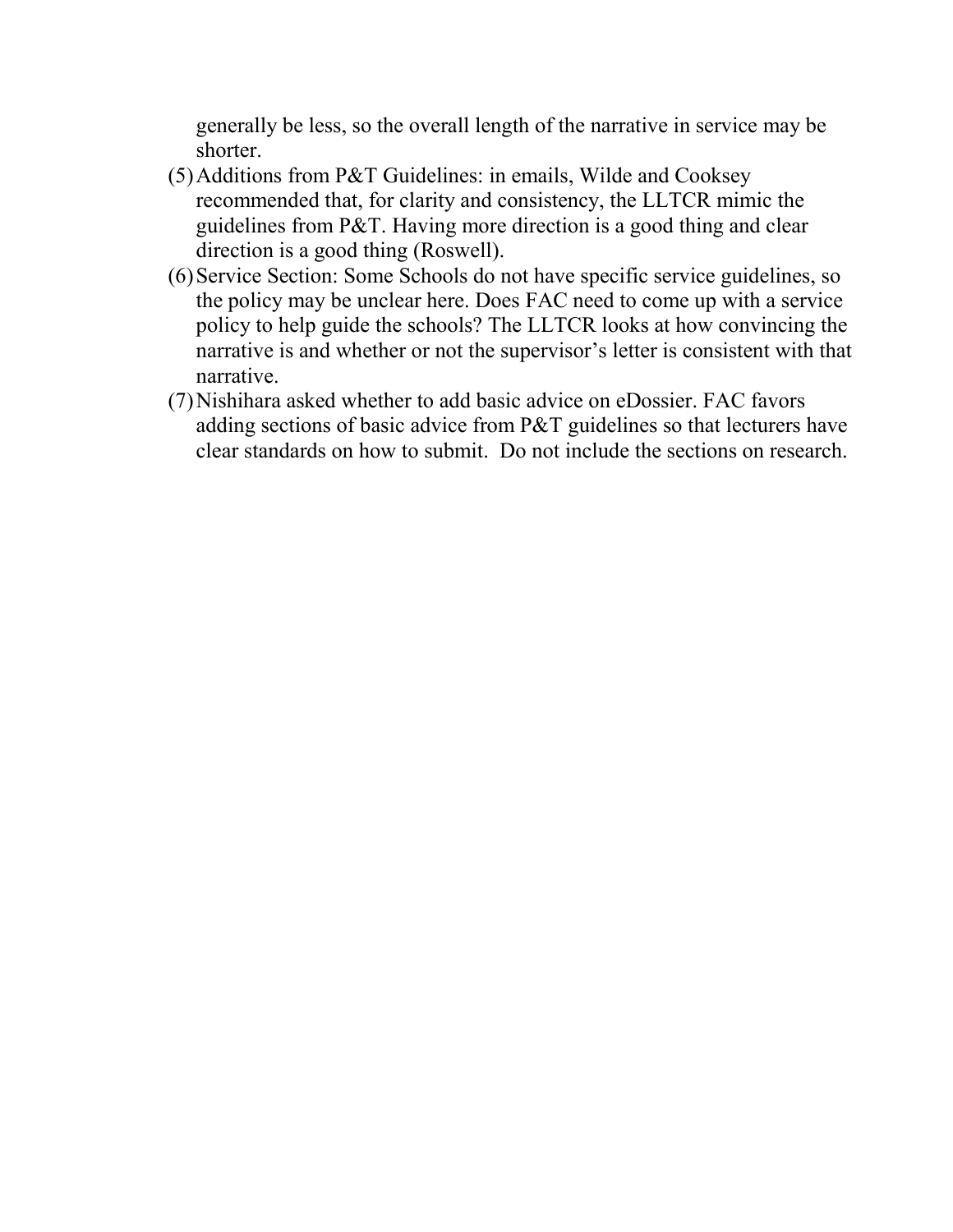generally be less, so the overall length of the narrative in service may be shorter.

(5) Additions from P&T Guidelines: in emails, Wilde and Cooksey recommended that, for clarity and consistency, the LLTCR mimic the guidelines from P&T. Having more direction is a good thing and clear direction is a good thing (Roswell).

(6) Service Section: Some Schools do not have specific service guidelines, so the policy may be unclear here. Does FAC need to come up with a service policy to help guide the schools? The LLTCR looks at how convincing the narrative is and whether or not the supervisor's letter is consistent with that narrative.

(7) Nishihara asked whether to add basic advice on eDossier. FAC favors adding sections of basic advice from P&T guidelines so that lecturers have clear standards on how to submit. Do not include the sections on research.